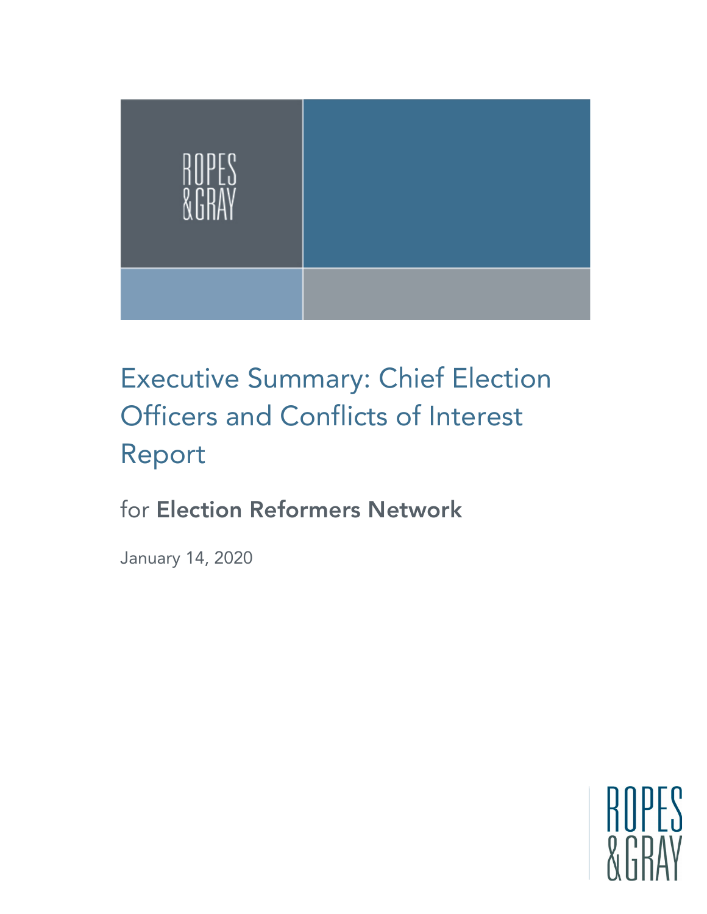ROPES & GRAY

# Executive Summary: Chief Election Officers and Conflicts of Interest Report

for **Election Reformers Network**

January 14, 2020

ROPES & GRAY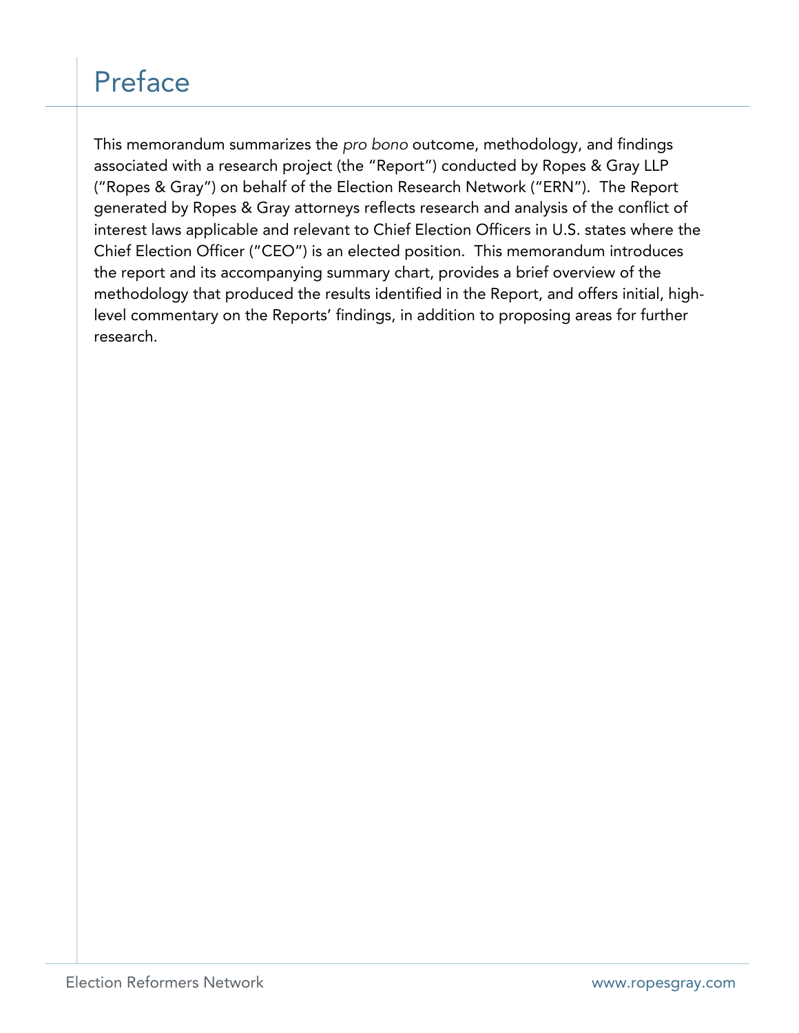# Preface

This memorandum summarizes the *pro bono* outcome, methodology, and findings associated with a research project (the "Report") conducted by Ropes & Gray LLP ("Ropes & Gray") on behalf of the Election Research Network ("ERN"). The Report generated by Ropes & Gray attorneys reflects research and analysis of the conflict of interest laws applicable and relevant to Chief Election Officers in U.S. states where the Chief Election Officer ("CEO") is an elected position. This memorandum introduces the report and its accompanying summary chart, provides a brief overview of the methodology that produced the results identified in the Report, and offers initial, high-level commentary on the Reports' findings, in addition to proposing areas for further research.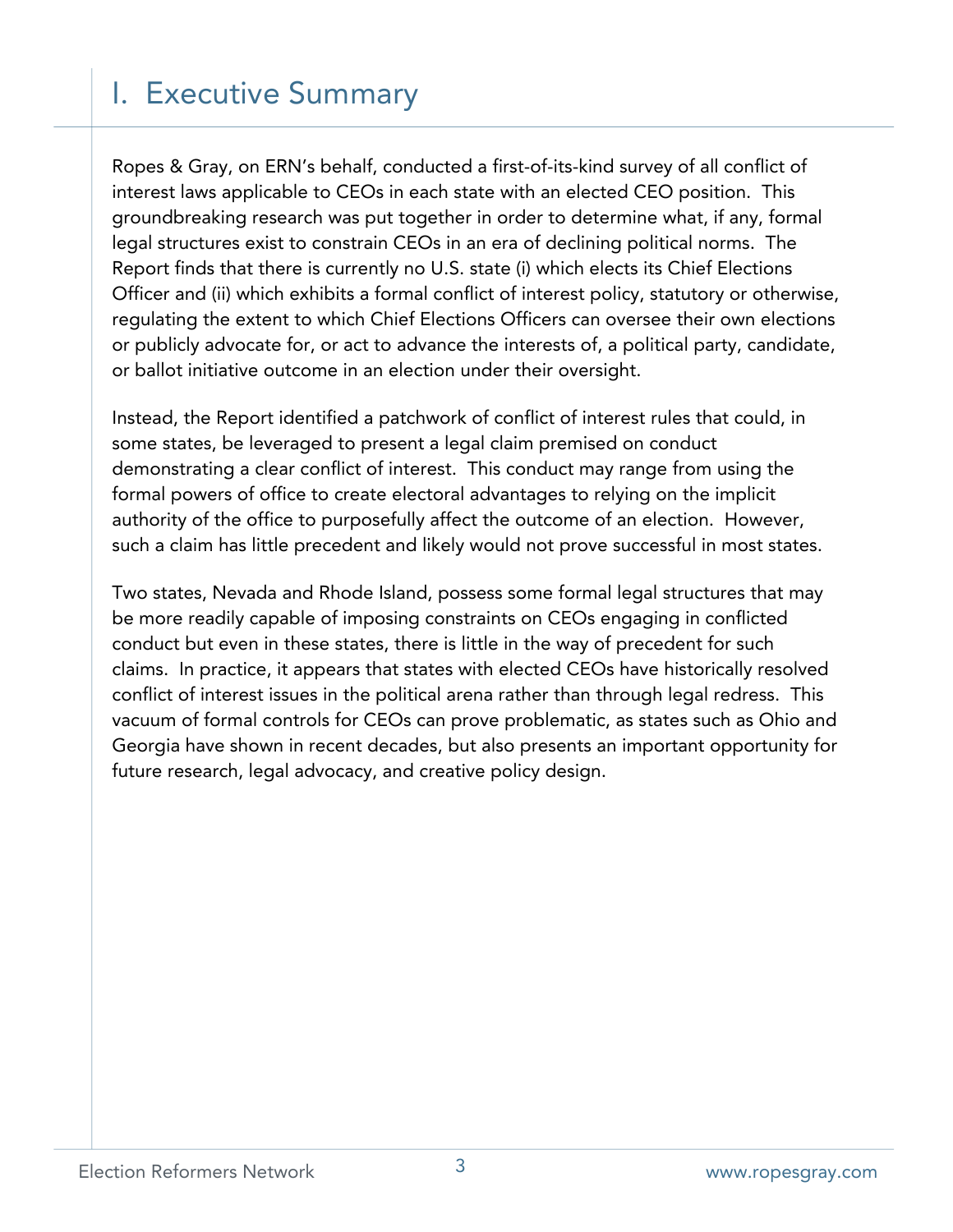# I. Executive Summary

Ropes & Gray, on ERN's behalf, conducted a first-of-its-kind survey of all conflict of interest laws applicable to CEOs in each state with an elected CEO position. This groundbreaking research was put together in order to determine what, if any, formal legal structures exist to constrain CEOs in an era of declining political norms. The Report finds that there is currently no U.S. state (i) which elects its Chief Elections Officer and (ii) which exhibits a formal conflict of interest policy, statutory or otherwise, regulating the extent to which Chief Elections Officers can oversee their own elections or publicly advocate for, or act to advance the interests of, a political party, candidate, or ballot initiative outcome in an election under their oversight.

Instead, the Report identified a patchwork of conflict of interest rules that could, in some states, be leveraged to present a legal claim premised on conduct demonstrating a clear conflict of interest. This conduct may range from using the formal powers of office to create electoral advantages to relying on the implicit authority of the office to purposefully affect the outcome of an election. However, such a claim has little precedent and likely would not prove successful in most states.

Two states, Nevada and Rhode Island, possess some formal legal structures that may be more readily capable of imposing constraints on CEOs engaging in conflicted conduct but even in these states, there is little in the way of precedent for such claims. In practice, it appears that states with elected CEOs have historically resolved conflict of interest issues in the political arena rather than through legal redress. This vacuum of formal controls for CEOs can prove problematic, as states such as Ohio and Georgia have shown in recent decades, but also presents an important opportunity for future research, legal advocacy, and creative policy design.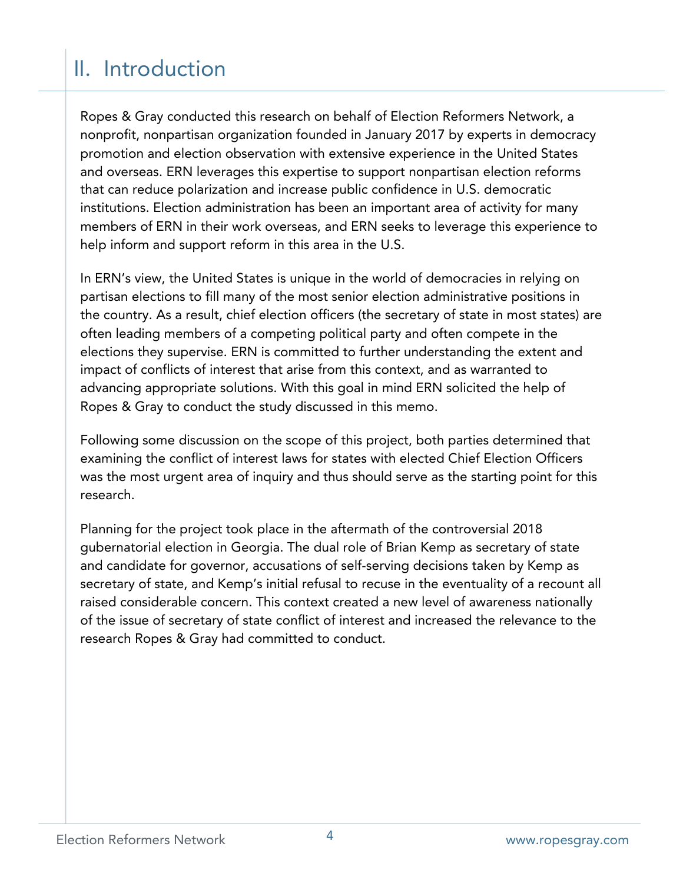# II. Introduction

Ropes & Gray conducted this research on behalf of Election Reformers Network, a nonprofit, nonpartisan organization founded in January 2017 by experts in democracy promotion and election observation with extensive experience in the United States and overseas. ERN leverages this expertise to support nonpartisan election reforms that can reduce polarization and increase public confidence in U.S. democratic institutions. Election administration has been an important area of activity for many members of ERN in their work overseas, and ERN seeks to leverage this experience to help inform and support reform in this area in the U.S.

In ERN's view, the United States is unique in the world of democracies in relying on partisan elections to fill many of the most senior election administrative positions in the country. As a result, chief election officers (the secretary of state in most states) are often leading members of a competing political party and often compete in the elections they supervise. ERN is committed to further understanding the extent and impact of conflicts of interest that arise from this context, and as warranted to advancing appropriate solutions. With this goal in mind ERN solicited the help of Ropes & Gray to conduct the study discussed in this memo.

Following some discussion on the scope of this project, both parties determined that examining the conflict of interest laws for states with elected Chief Election Officers was the most urgent area of inquiry and thus should serve as the starting point for this research.

Planning for the project took place in the aftermath of the controversial 2018 gubernatorial election in Georgia. The dual role of Brian Kemp as secretary of state and candidate for governor, accusations of self-serving decisions taken by Kemp as secretary of state, and Kemp's initial refusal to recuse in the eventuality of a recount all raised considerable concern. This context created a new level of awareness nationally of the issue of secretary of state conflict of interest and increased the relevance to the research Ropes & Gray had committed to conduct.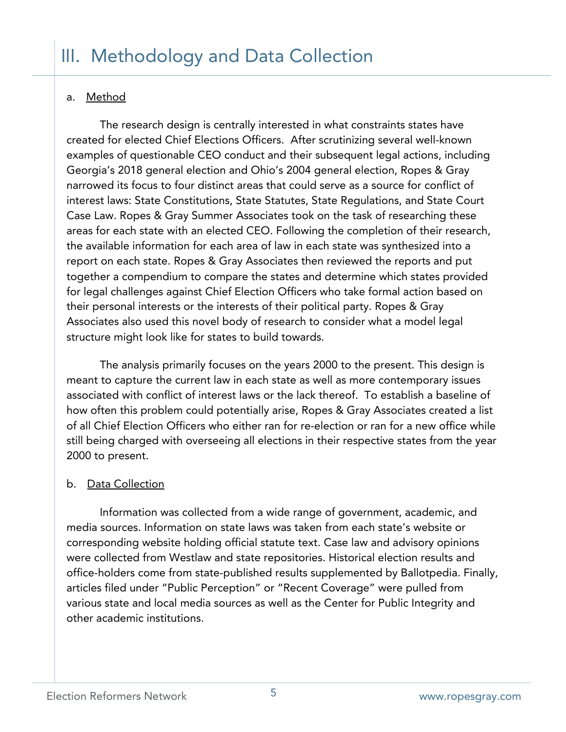# III. Methodology and Data Collection

a. <u>Method</u>

The research design is centrally interested in what constraints states have created for elected Chief Elections Officers. After scrutinizing several well-known examples of questionable CEO conduct and their subsequent legal actions, including Georgia's 2018 general election and Ohio's 2004 general election, Ropes & Gray narrowed its focus to four distinct areas that could serve as a source for conflict of interest laws: State Constitutions, State Statutes, State Regulations, and State Court Case Law. Ropes & Gray Summer Associates took on the task of researching these areas for each state with an elected CEO. Following the completion of their research, the available information for each area of law in each state was synthesized into a report on each state. Ropes & Gray Associates then reviewed the reports and put together a compendium to compare the states and determine which states provided for legal challenges against Chief Election Officers who take formal action based on their personal interests or the interests of their political party. Ropes & Gray Associates also used this novel body of research to consider what a model legal structure might look like for states to build towards.

The analysis primarily focuses on the years 2000 to the present. This design is meant to capture the current law in each state as well as more contemporary issues associated with conflict of interest laws or the lack thereof. To establish a baseline of how often this problem could potentially arise, Ropes & Gray Associates created a list of all Chief Election Officers who either ran for re-election or ran for a new office while still being charged with overseeing all elections in their respective states from the year 2000 to present.

b. <u>Data Collection</u>

Information was collected from a wide range of government, academic, and media sources. Information on state laws was taken from each state's website or corresponding website holding official statute text. Case law and advisory opinions were collected from Westlaw and state repositories. Historical election results and office-holders come from state-published results supplemented by Ballotpedia. Finally, articles filed under "Public Perception" or "Recent Coverage" were pulled from various state and local media sources as well as the Center for Public Integrity and other academic institutions.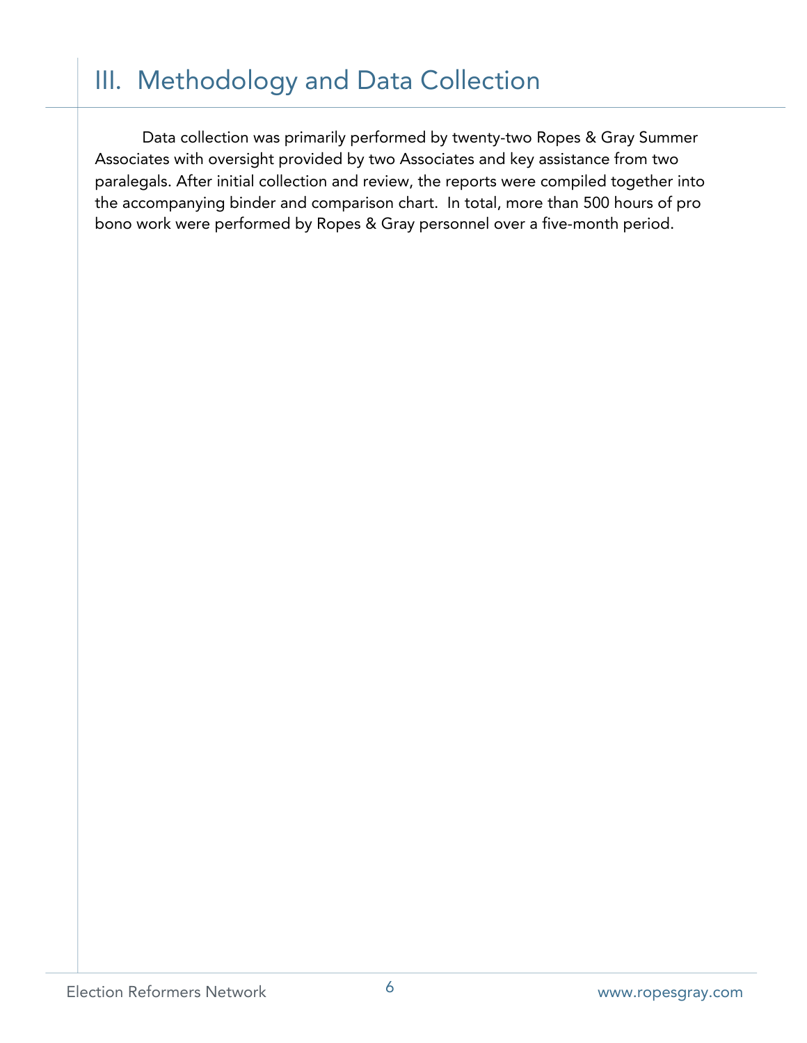# III. Methodology and Data Collection

Data collection was primarily performed by twenty-two Ropes & Gray Summer Associates with oversight provided by two Associates and key assistance from two paralegals. After initial collection and review, the reports were compiled together into the accompanying binder and comparison chart. In total, more than 500 hours of pro bono work were performed by Ropes & Gray personnel over a five-month period.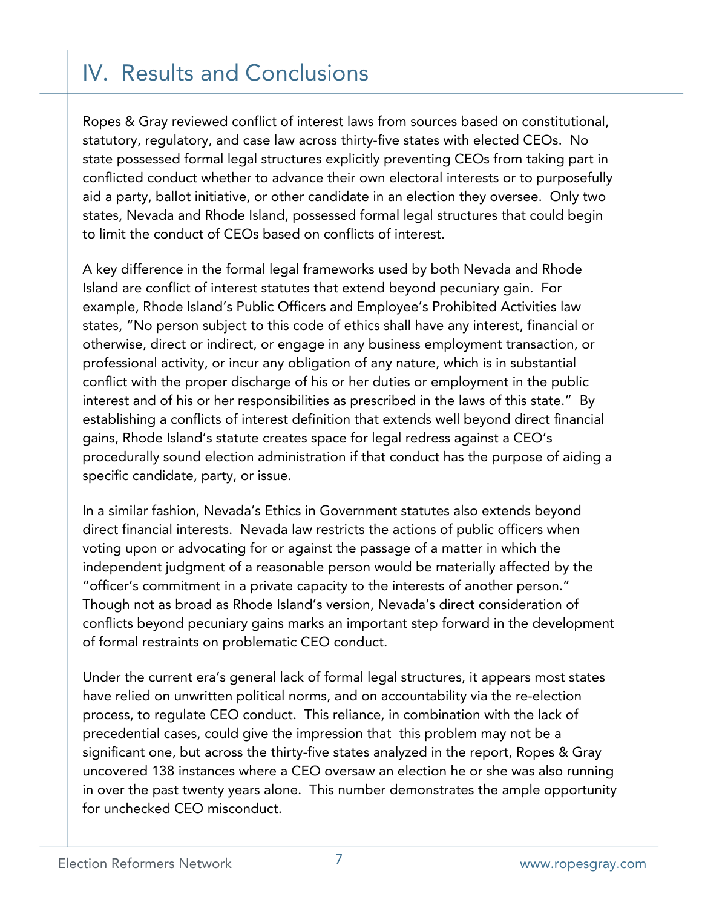# IV. Results and Conclusions

Ropes & Gray reviewed conflict of interest laws from sources based on constitutional, statutory, regulatory, and case law across thirty-five states with elected CEOs. No state possessed formal legal structures explicitly preventing CEOs from taking part in conflicted conduct whether to advance their own electoral interests or to purposefully aid a party, ballot initiative, or other candidate in an election they oversee. Only two states, Nevada and Rhode Island, possessed formal legal structures that could begin to limit the conduct of CEOs based on conflicts of interest.

A key difference in the formal legal frameworks used by both Nevada and Rhode Island are conflict of interest statutes that extend beyond pecuniary gain. For example, Rhode Island's Public Officers and Employee's Prohibited Activities law states, "No person subject to this code of ethics shall have any interest, financial or otherwise, direct or indirect, or engage in any business employment transaction, or professional activity, or incur any obligation of any nature, which is in substantial conflict with the proper discharge of his or her duties or employment in the public interest and of his or her responsibilities as prescribed in the laws of this state." By establishing a conflicts of interest definition that extends well beyond direct financial gains, Rhode Island's statute creates space for legal redress against a CEO's procedurally sound election administration if that conduct has the purpose of aiding a specific candidate, party, or issue.

In a similar fashion, Nevada's Ethics in Government statutes also extends beyond direct financial interests. Nevada law restricts the actions of public officers when voting upon or advocating for or against the passage of a matter in which the independent judgment of a reasonable person would be materially affected by the "officer's commitment in a private capacity to the interests of another person." Though not as broad as Rhode Island's version, Nevada's direct consideration of conflicts beyond pecuniary gains marks an important step forward in the development of formal restraints on problematic CEO conduct.

Under the current era's general lack of formal legal structures, it appears most states have relied on unwritten political norms, and on accountability via the re-election process, to regulate CEO conduct. This reliance, in combination with the lack of precedential cases, could give the impression that this problem may not be a significant one, but across the thirty-five states analyzed in the report, Ropes & Gray uncovered 138 instances where a CEO oversaw an election he or she was also running in over the past twenty years alone. This number demonstrates the ample opportunity for unchecked CEO misconduct.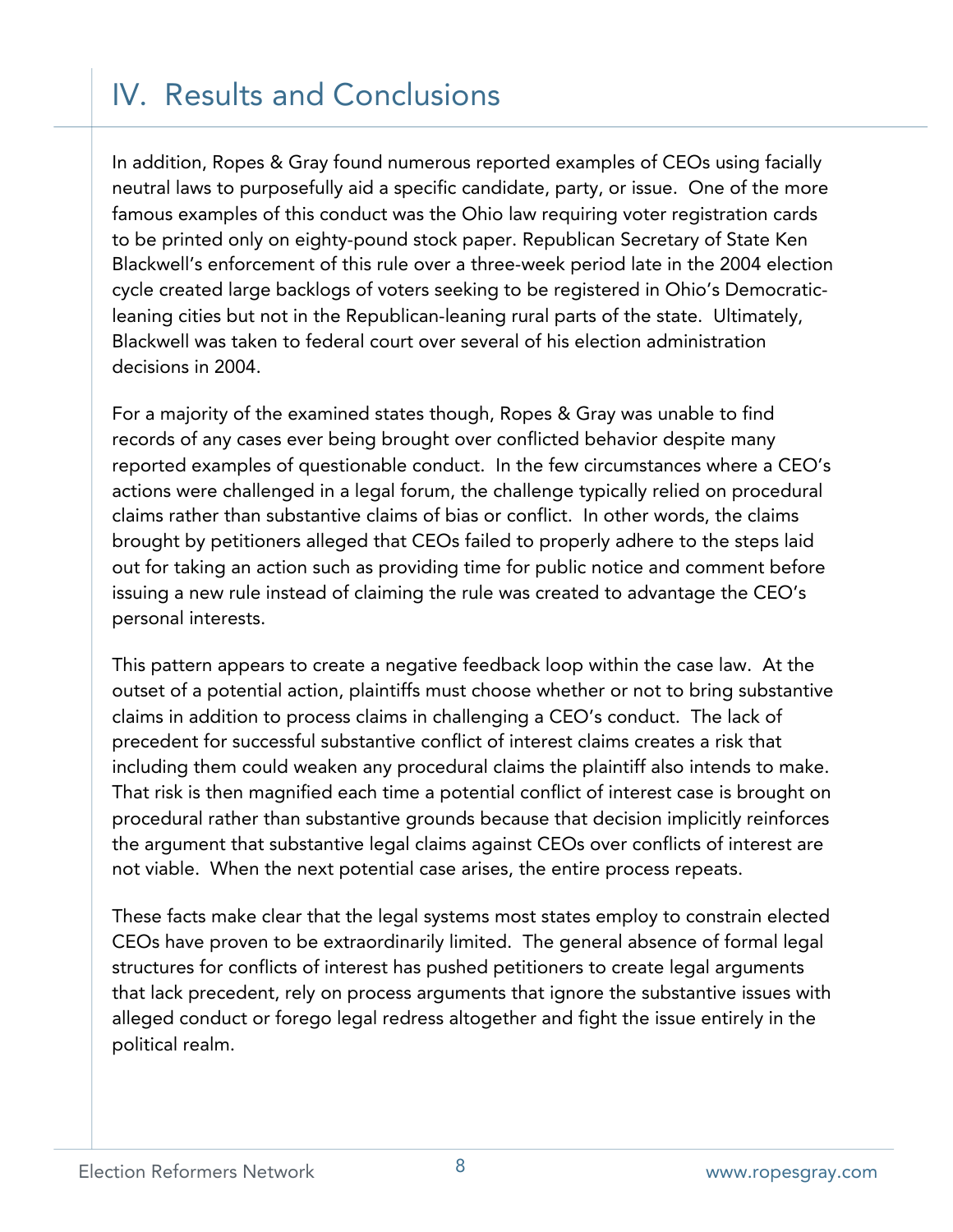# IV. Results and Conclusions

In addition, Ropes & Gray found numerous reported examples of CEOs using facially neutral laws to purposefully aid a specific candidate, party, or issue. One of the more famous examples of this conduct was the Ohio law requiring voter registration cards to be printed only on eighty-pound stock paper. Republican Secretary of State Ken Blackwell's enforcement of this rule over a three-week period late in the 2004 election cycle created large backlogs of voters seeking to be registered in Ohio's Democratic-leaning cities but not in the Republican-leaning rural parts of the state. Ultimately, Blackwell was taken to federal court over several of his election administration decisions in 2004.

For a majority of the examined states though, Ropes & Gray was unable to find records of any cases ever being brought over conflicted behavior despite many reported examples of questionable conduct. In the few circumstances where a CEO's actions were challenged in a legal forum, the challenge typically relied on procedural claims rather than substantive claims of bias or conflict. In other words, the claims brought by petitioners alleged that CEOs failed to properly adhere to the steps laid out for taking an action such as providing time for public notice and comment before issuing a new rule instead of claiming the rule was created to advantage the CEO's personal interests.

This pattern appears to create a negative feedback loop within the case law. At the outset of a potential action, plaintiffs must choose whether or not to bring substantive claims in addition to process claims in challenging a CEO's conduct. The lack of precedent for successful substantive conflict of interest claims creates a risk that including them could weaken any procedural claims the plaintiff also intends to make. That risk is then magnified each time a potential conflict of interest case is brought on procedural rather than substantive grounds because that decision implicitly reinforces the argument that substantive legal claims against CEOs over conflicts of interest are not viable. When the next potential case arises, the entire process repeats.

These facts make clear that the legal systems most states employ to constrain elected CEOs have proven to be extraordinarily limited. The general absence of formal legal structures for conflicts of interest has pushed petitioners to create legal arguments that lack precedent, rely on process arguments that ignore the substantive issues with alleged conduct or forego legal redress altogether and fight the issue entirely in the political realm.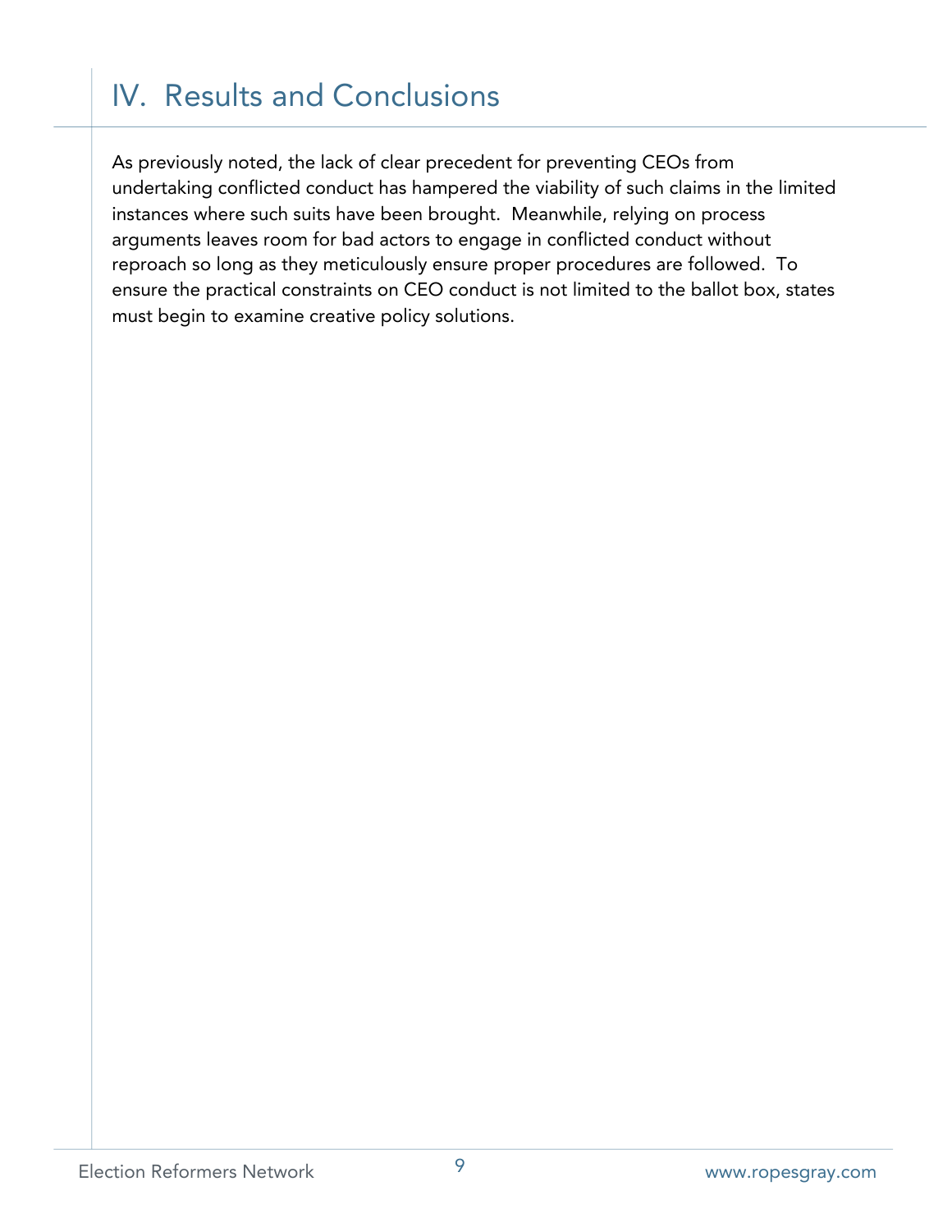# IV. Results and Conclusions

As previously noted, the lack of clear precedent for preventing CEOs from undertaking conflicted conduct has hampered the viability of such claims in the limited instances where such suits have been brought. Meanwhile, relying on process arguments leaves room for bad actors to engage in conflicted conduct without reproach so long as they meticulously ensure proper procedures are followed. To ensure the practical constraints on CEO conduct is not limited to the ballot box, states must begin to examine creative policy solutions.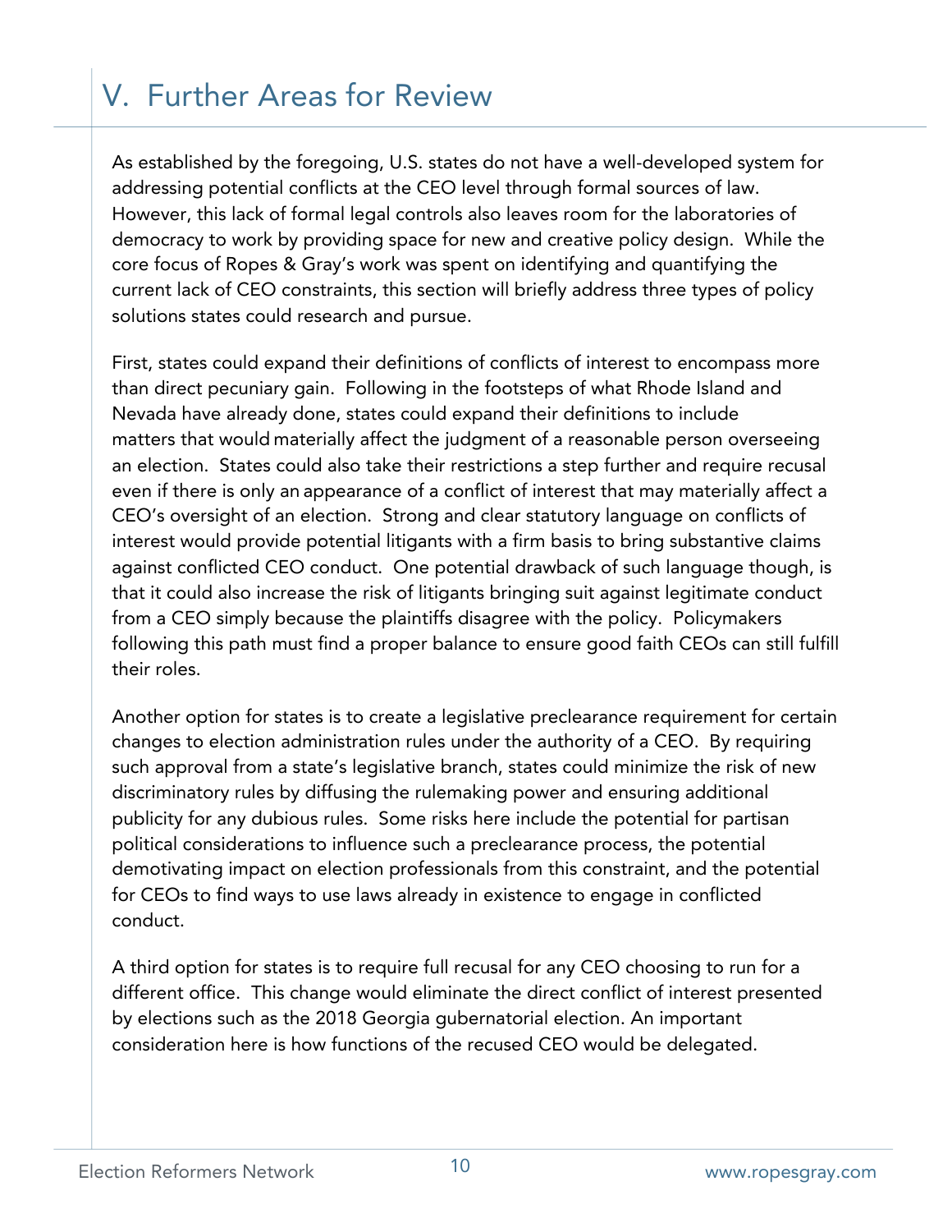# V. Further Areas for Review

As established by the foregoing, U.S. states do not have a well-developed system for addressing potential conflicts at the CEO level through formal sources of law. However, this lack of formal legal controls also leaves room for the laboratories of democracy to work by providing space for new and creative policy design. While the core focus of Ropes & Gray's work was spent on identifying and quantifying the current lack of CEO constraints, this section will briefly address three types of policy solutions states could research and pursue.

First, states could expand their definitions of conflicts of interest to encompass more than direct pecuniary gain. Following in the footsteps of what Rhode Island and Nevada have already done, states could expand their definitions to include matters that would materially affect the judgment of a reasonable person overseeing an election. States could also take their restrictions a step further and require recusal even if there is only an appearance of a conflict of interest that may materially affect a CEO's oversight of an election. Strong and clear statutory language on conflicts of interest would provide potential litigants with a firm basis to bring substantive claims against conflicted CEO conduct. One potential drawback of such language though, is that it could also increase the risk of litigants bringing suit against legitimate conduct from a CEO simply because the plaintiffs disagree with the policy. Policymakers following this path must find a proper balance to ensure good faith CEOs can still fulfill their roles.

Another option for states is to create a legislative preclearance requirement for certain changes to election administration rules under the authority of a CEO. By requiring such approval from a state's legislative branch, states could minimize the risk of new discriminatory rules by diffusing the rulemaking power and ensuring additional publicity for any dubious rules. Some risks here include the potential for partisan political considerations to influence such a preclearance process, the potential demotivating impact on election professionals from this constraint, and the potential for CEOs to find ways to use laws already in existence to engage in conflicted conduct.

A third option for states is to require full recusal for any CEO choosing to run for a different office. This change would eliminate the direct conflict of interest presented by elections such as the 2018 Georgia gubernatorial election. An important consideration here is how functions of the recused CEO would be delegated.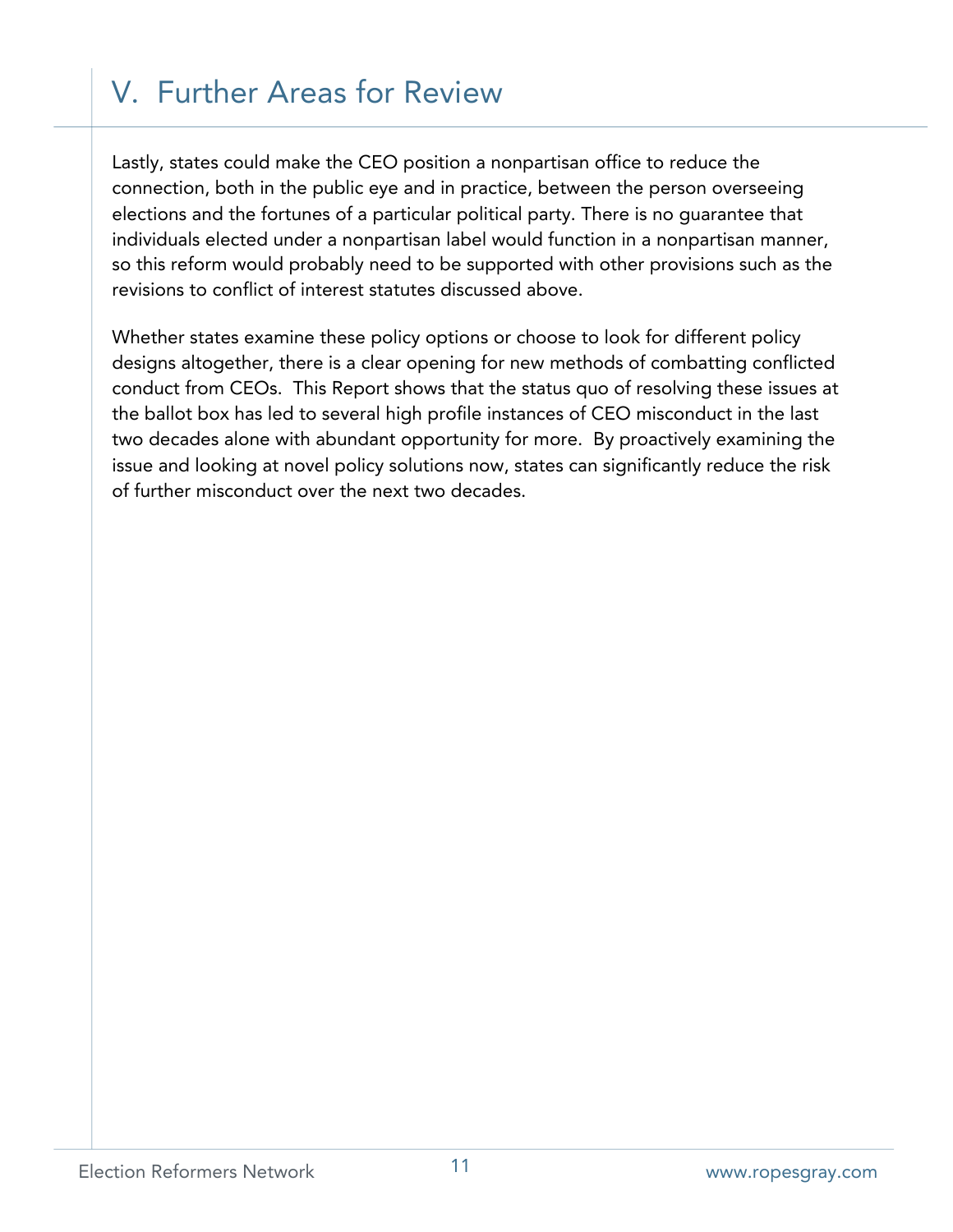## V. Further Areas for Review

Lastly, states could make the CEO position a nonpartisan office to reduce the connection, both in the public eye and in practice, between the person overseeing elections and the fortunes of a particular political party. There is no guarantee that individuals elected under a nonpartisan label would function in a nonpartisan manner, so this reform would probably need to be supported with other provisions such as the revisions to conflict of interest statutes discussed above.

Whether states examine these policy options or choose to look for different policy designs altogether, there is a clear opening for new methods of combatting conflicted conduct from CEOs. This Report shows that the status quo of resolving these issues at the ballot box has led to several high profile instances of CEO misconduct in the last two decades alone with abundant opportunity for more. By proactively examining the issue and looking at novel policy solutions now, states can significantly reduce the risk of further misconduct over the next two decades.